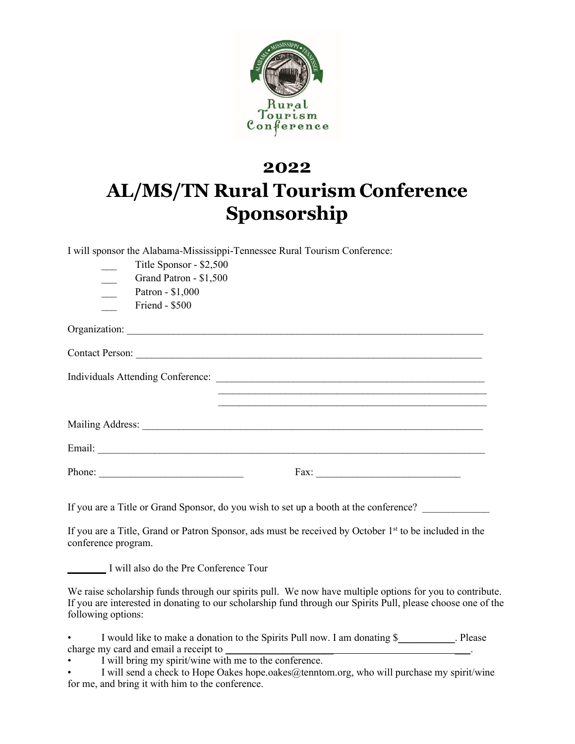# 2022

# AL/MS/TN Rural Tourism Conference Sponsorship

I will sponsor the Alabama-Mississippi-Tennessee Rural Tourism Conference:

___ Title Sponsor - $2,500

___ Grand Patron - $1,500

___ Patron - $1,000

___ Friend - $500

Organization: ______________________________________________________________________

Contact Person: _____________________________________________________________________

Individuals Attending Conference: ____________________________________________________

______________________________________________________

______________________________________________________

Mailing Address: _____________________________________________________________________

Email: ______________________________________________________________________________

Phone: ___________________________ Fax: ___________________________

If you are a Title or Grand Sponsor, do you wish to set up a booth at the conference? ____________

If you are a Title, Grand or Patron Sponsor, ads must be received by October 1st to be included in the conference program.

_______ I will also do the Pre Conference Tour

We raise scholarship funds through our spirits pull. We now have multiple options for you to contribute. If you are interested in donating to our scholarship fund through our Spirits Pull, please choose one of the following options:

- I would like to make a donation to the Spirits Pull now. I am donating $__________. Please charge my card and email a receipt to ____________________________________________.
- I will bring my spirit/wine with me to the conference.
- I will send a check to Hope Oakes hope.oakes@tenntom.org, who will purchase my spirit/wine for me, and bring it with him to the conference.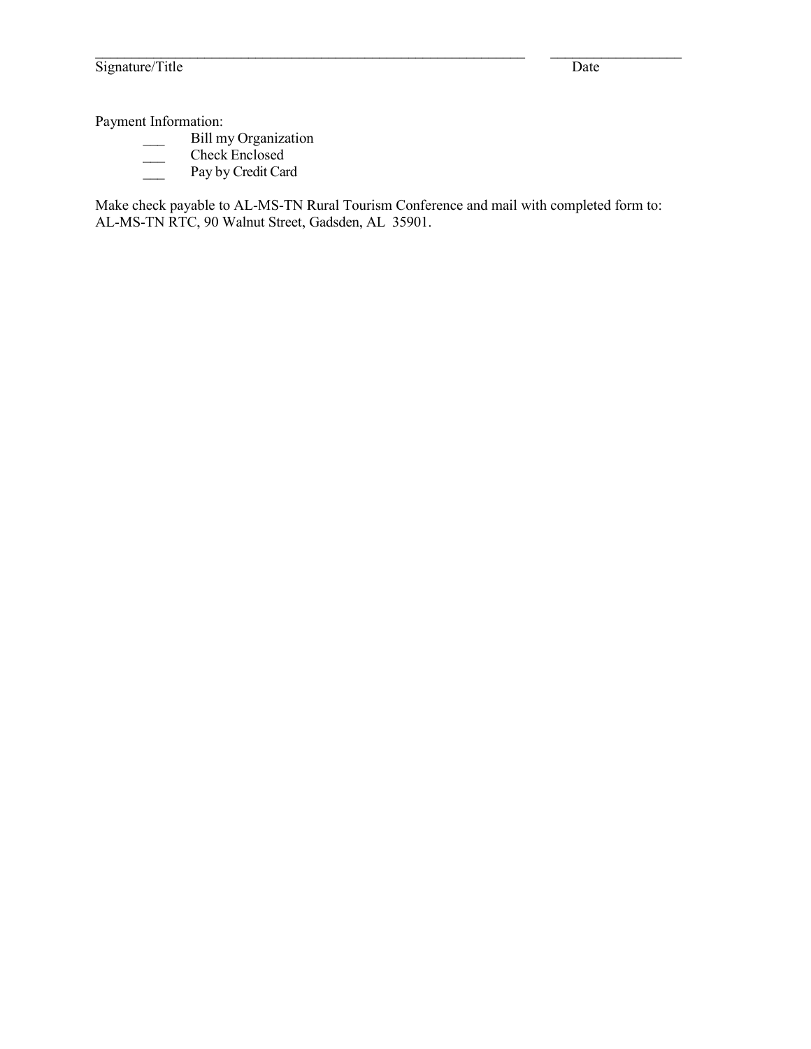_____________________________________________________________ __________________

Signature/Title Date

Payment Information:

___ Bill my Organization

___ Check Enclosed

___ Pay by Credit Card

Make check payable to AL-MS-TN Rural Tourism Conference and mail with completed form to: AL-MS-TN RTC, 90 Walnut Street, Gadsden, AL 35901.